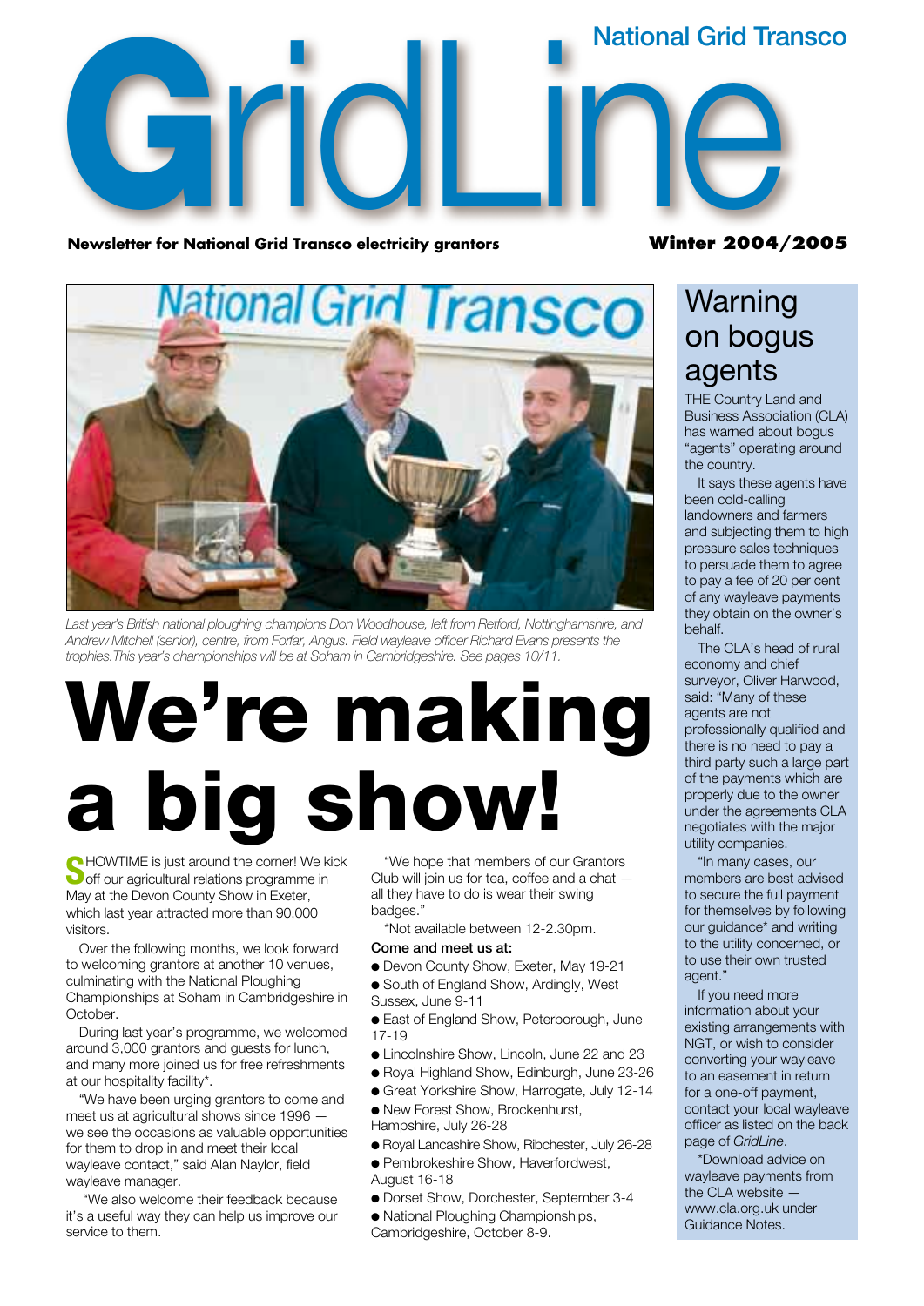# GridLine

National Grid Transco

**Newsletter for National Grid Transco electricity grantors** **Winter 2004/2005**

*Last year's British national ploughing champions Don Woodhouse, left from Retford, Nottinghamshire, and Andrew Mitchell (senior), centre, from Forfar, Angus. Field wayleave officer Richard Evans presents the trophies. This year's championships will be at Soham in Cambridgeshire. See pages 10/11.*

# We're making a big show!

SHOWTIME is just around the corner! We kick off our agricultural relations programme in May at the Devon County Show in Exeter, which last year attracted more than 90,000 visitors.

Over the following months, we look forward to welcoming grantors at another 10 venues, culminating with the National Ploughing Championships at Soham in Cambridgeshire in October.

During last year's programme, we welcomed around 3,000 grantors and guests for lunch, and many more joined us for free refreshments at our hospitality facility*.

"We have been urging grantors to come and meet us at agricultural shows since 1996 — we see the occasions as valuable opportunities for them to drop in and meet their local wayleave contact," said Alan Naylor, field wayleave manager.

"We also welcome their feedback because it's a useful way they can help us improve our service to them.

"We hope that members of our Grantors Club will join us for tea, coffee and a chat — all they have to do is wear their swing badges."

*Not available between 12-2.30pm.

**Come and meet us at:**

- Devon County Show, Exeter, May 19-21
- South of England Show, Ardingly, West Sussex, June 9-11
- East of England Show, Peterborough, June 17-19
- Lincolnshire Show, Lincoln, June 22 and 23
- Royal Highland Show, Edinburgh, June 23-26
- Great Yorkshire Show, Harrogate, July 12-14
- New Forest Show, Brockenhurst, Hampshire, July 26-28
- Royal Lancashire Show, Ribchester, July 26-28
- Pembrokeshire Show, Haverfordwest, August 16-18
- Dorset Show, Dorchester, September 3-4
- National Ploughing Championships, Cambridgeshire, October 8-9.

## Warning on bogus agents

THE Country Land and Business Association (CLA) has warned about bogus "agents" operating around the country.

It says these agents have been cold-calling landowners and farmers and subjecting them to high pressure sales techniques to persuade them to agree to pay a fee of 20 per cent of any wayleave payments they obtain on the owner's behalf.

The CLA's head of rural economy and chief surveyor, Oliver Harwood, said: "Many of these agents are not professionally qualified and there is no need to pay a third party such a large part of the payments which are properly due to the owner under the agreements CLA negotiates with the major utility companies.

"In many cases, our members are best advised to secure the full payment for themselves by following our guidance* and writing to the utility concerned, or to use their own trusted agent."

If you need more information about your existing arrangements with NGT, or wish to consider converting your wayleave to an easement in return for a one-off payment, contact your local wayleave officer as listed on the back page of *GridLine*.

*Download advice on wayleave payments from the CLA website — www.cla.org.uk under Guidance Notes.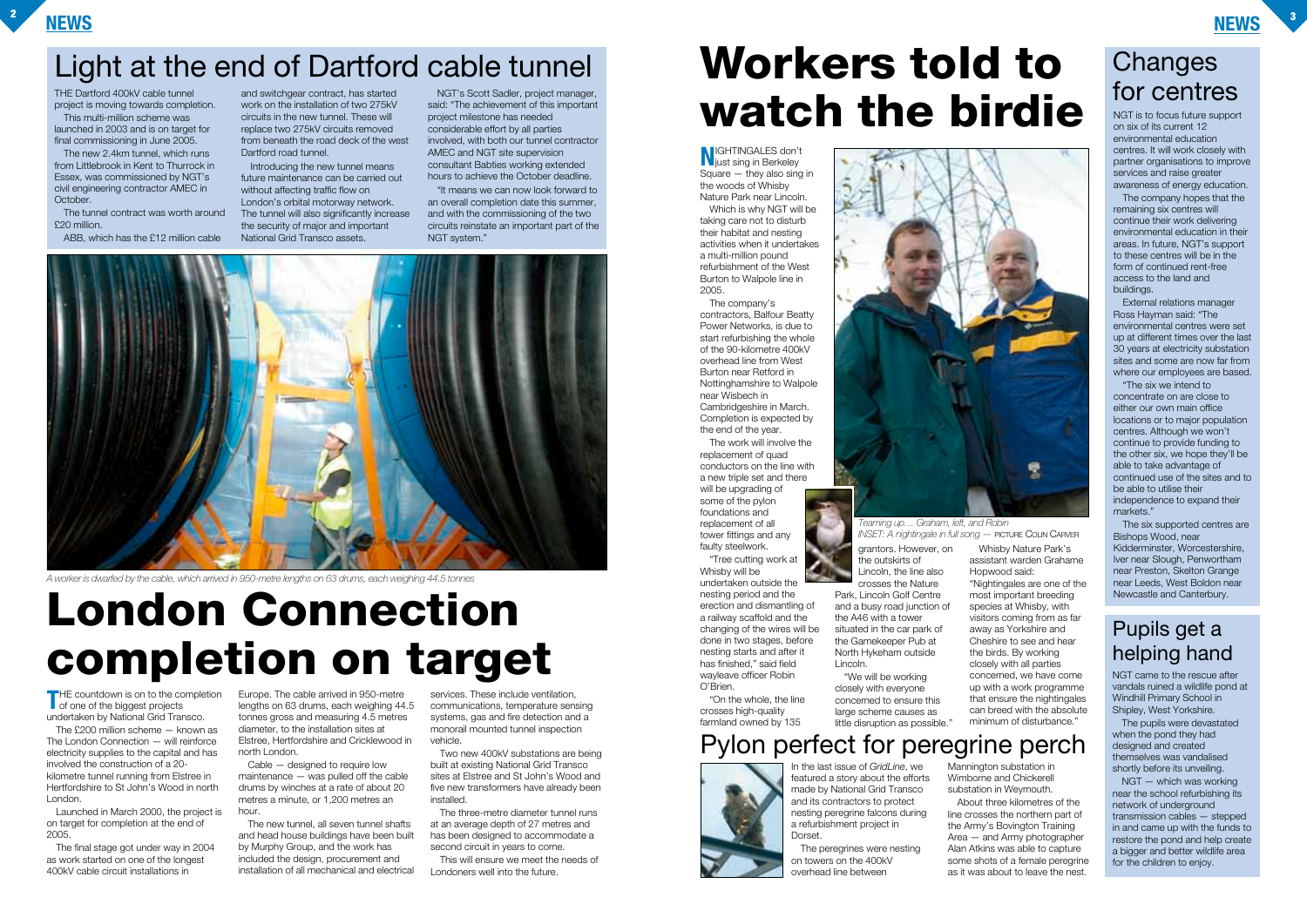# Light at the end of Dartford cable tunnel

THE Dartford 400kV cable tunnel project is moving towards completion.

This multi-million scheme was launched in 2003 and is on target for final commissioning in June 2005.

The new 2.4km tunnel, which runs from Littlebrook in Kent to Thurrock in Essex, was commissioned by NGT's civil engineering contractor AMEC in October.

The tunnel contract was worth around £20 million.

ABB, which has the £12 million cable and switchgear contract, has started work on the installation of two 275kV circuits in the new tunnel. These will replace two 275kV circuits removed from beneath the road deck of the west Dartford road tunnel.

Introducing the new tunnel means future maintenance can be carried out without affecting traffic flow on London's orbital motorway network. The tunnel will also significantly increase the security of major and important National Grid Transco assets.

NGT's Scott Sadler, project manager, said: "The achievement of this important project milestone has needed considerable effort by all parties involved, with both our tunnel contractor AMEC and NGT site supervision consultant Babties working extended hours to achieve the October deadline.

"It means we can now look forward to an overall completion date this summer, and with the commissioning of the two circuits reinstate an important part of the NGT system."

*A worker is dwarfed by the cable, which arrived in 950-metre lengths on 63 drums, each weighing 44.5 tonnes*

# London Connection completion on target

THE countdown is on to the completion of one of the biggest projects undertaken by National Grid Transco.

The £200 million scheme — known as The London Connection — will reinforce electricity supplies to the capital and has involved the construction of a 20-kilometre tunnel running from Elstree in Hertfordshire to St John's Wood in north London.

Launched in March 2000, the project is on target for completion at the end of 2005.

The final stage got under way in 2004 as work started on one of the longest 400kV cable circuit installations in Europe. The cable arrived in 950-metre lengths on 63 drums, each weighing 44.5 tonnes gross and measuring 4.5 metres diameter, to the installation sites at Elstree, Hertfordshire and Cricklewood in north London.

Cable — designed to require low maintenance — was pulled off the cable drums by winches at a rate of about 20 metres a minute, or 1,200 metres an hour.

The new tunnel, all seven tunnel shafts and head house buildings have been built by Murphy Group, and the work has included the design, procurement and installation of all mechanical and electrical services. These include ventilation, communications, temperature sensing systems, gas and fire detection and a monorail mounted tunnel inspection vehicle.

Two new 400kV substations are being built at existing National Grid Transco sites at Elstree and St John's Wood and five new transformers have already been installed.

The three-metre diameter tunnel runs at an average depth of 27 metres and has been designed to accommodate a second circuit in years to come.

This will ensure we meet the needs of Londoners well into the future.

# Workers told to watch the birdie

NIGHTINGALES don't just sing in Berkeley Square — they also sing in the woods of Whisby Nature Park near Lincoln.

Which is why NGT will be taking care not to disturb their habitat and nesting activities when it undertakes a multi-million pound refurbishment of the West Burton to Walpole line in 2005.

The company's contractors, Balfour Beatty Power Networks, is due to start refurbishing the whole of the 90-kilometre 400kV overhead line from West Burton near Retford in Nottinghamshire to Walpole near Wisbech in Cambridgeshire in March. Completion is expected by the end of the year.

The work will involve the replacement of quad conductors on the line with a new triple set and there will be upgrading of some of the pylon foundations and replacement of all tower fittings and any faulty steelwork.

"Tree cutting work at Whisby will be undertaken outside the nesting period and the erection and dismantling of a railway scaffold and the changing of the wires will be done in two stages, before nesting starts and after it has finished," said field wayleave officer Robin O'Brien.

"On the whole, the line crosses high-quality farmland owned by 135 grantors. However, on the outskirts of Lincoln, the line also crosses the Nature Park, Lincoln Golf Centre and a busy road junction of the A46 with a tower situated in the car park of the Gamekeeper Pub at North Hykeham outside Lincoln.

"We will be working closely with everyone concerned to ensure this large scheme causes as little disruption as possible."

Whisby Nature Park's assistant warden Grahame Hopwood said: "Nightingales are one of the most important breeding species at Whisby, with visitors coming from as far away as Yorkshire and Cheshire to see and hear the birds. By working closely with all parties concerned, we have come up with a work programme that ensure the nightingales can breed with the absolute minimum of disturbance."

*Teaming up… Graham, left, and Robin*
*INSET: A nightingale in full song* — PICTURE COLIN CARVER

# Pylon perfect for peregrine perch

In the last issue of *GridLine*, we featured a story about the efforts made by National Grid Transco and its contractors to protect nesting peregrine falcons during a refurbishment project in Dorset.

The peregrines were nesting on towers on the 400kV overhead line between Mannington substation in Wimborne and Chickerell substation in Weymouth.

About three kilometres of the line crosses the northern part of the Army's Bovington Training Area — and Army photographer Alan Atkins was able to capture some shots of a female peregrine as it was about to leave the nest.

# Changes for centres

NGT is to focus future support on six of its current 12 environmental education centres. It will work closely with partner organisations to improve services and raise greater awareness of energy education.

The company hopes that the remaining six centres will continue their work delivering environmental education in their areas. In future, NGT's support to these centres will be in the form of continued rent-free access to the land and buildings.

External relations manager Ross Hayman said: "The environmental centres were set up at different times over the last 30 years at electricity substation sites and some are now far from where our employees are based.

"The six we intend to concentrate on are close to either our own main office locations or to major population centres. Although we won't continue to provide funding to the other six, we hope they'll be able to take advantage of continued use of the sites and to be able to utilise their independence to expand their markets."

The six supported centres are Bishops Wood, near Kidderminster, Worcestershire, Iver near Slough, Penwortham near Preston, Skelton Grange near Leeds, West Boldon near Newcastle and Canterbury.

# Pupils get a helping hand

NGT came to the rescue after vandals ruined a wildlife pond at Windhill Primary School in Shipley, West Yorkshire.

The pupils were devastated when the pond they had designed and created themselves was vandalised shortly before its unveiling.

NGT — which was working near the school refurbishing its network of underground transmission cables — stepped in and came up with the funds to restore the pond and help create a bigger and better wildlife area for the children to enjoy.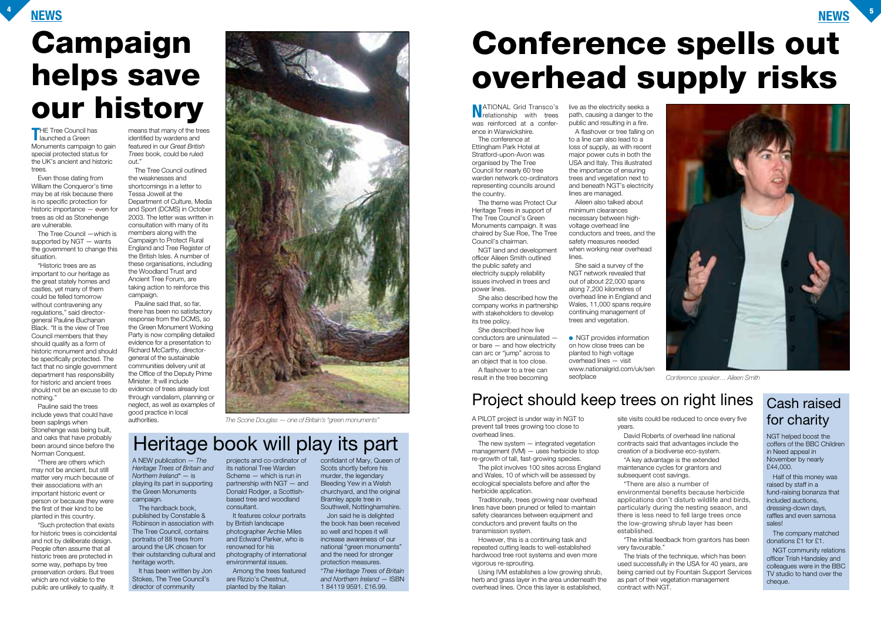# Campaign helps save our history

THE Tree Council has launched a Green Monuments campaign to gain special protected status for the UK's ancient and historic trees.

Even those dating from William the Conqueror's time may be at risk because there is no specific protection for historic importance — even for trees as old as Stonehenge are vulnerable.

The Tree Council —which is supported by NGT — wants the government to change this situation.

"Historic trees are as important to our heritage as the great stately homes and castles, yet many of them could be felled tomorrow without contravening any regulations," said director-general Pauline Buchanan Black. "It is the view of Tree Council members that they should qualify as a form of historic monument and should be specifically protected. The fact that no single government department has responsibility for historic and ancient trees should not be an excuse to do nothing."

Pauline said the trees include yews that could have been saplings when Stonehenge was being built, and oaks that have probably been around since before the Norman Conquest.

"There are others which may not be ancient, but still matter very much because of their associations with an important historic event or person or because they were the first of their kind to be planted in this country.

"Such protection that exists for historic trees is coincidental and not by deliberate design. People often assume that all historic trees are protected in some way, perhaps by tree preservation orders. But trees which are not visible to the public are unlikely to qualify. It means that many of the trees identified by wardens and featured in our *Great British Trees* book, could be ruled out."

The Tree Council outlined the weaknesses and shortcomings in a letter to Tessa Jowell at the Department of Culture, Media and Sport (DCMS) in October 2003. The letter was written in consultation with many of its members along with the Campaign to Protect Rural England and Tree Register of the British Isles. A number of these organisations, including the Woodland Trust and Ancient Tree Forum, are taking action to reinforce this campaign.

Pauline said that, so far, there has been no satisfactory response from the DCMS, so the Green Monument Working Party is now compiling detailed evidence for a presentation to Richard McCarthy, director-general of the sustainable communities delivery unit at the Office of the Deputy Prime Minister. It will include evidence of trees already lost through vandalism, planning or neglect, as well as examples of good practice in local authorities.

*The Scone Douglas — one of Britain's "green monuments"*

## Heritage book will play its part

A NEW publication — *The Heritage Trees of Britain and Northern Ireland\** — is playing its part in supporting the Green Monuments campaign.

The hardback book, published by Constable & Robinson in association with The Tree Council, contains portraits of 88 trees from around the UK chosen for their outstanding cultural and heritage worth.

It has been written by Jon Stokes, The Tree Council's director of community projects and co-ordinator of its national Tree Warden Scheme — which is run in partnership with NGT — and Donald Rodger, a Scottish-based tree and woodland consultant.

It features colour portraits by British landscape photographer Archie Miles and Edward Parker, who is renowned for his photography of international environmental issues.

Among the trees featured are Rizzio's Chestnut, planted by the Italian confidant of Mary, Queen of Scots shortly before his murder, the legendary Bleeding Yew in a Welsh churchyard, and the original Bramley apple tree in Southwell, Nottinghamshire.

Jon said he is delighted the book has been received so well and hopes it will increase awareness of our national "green monuments" and the need for stronger protection measures.

\**The Heritage Trees of Britain and Northern Ireland* — ISBN 1 84119 9591. £16.99.

# Conference spells out overhead supply risks

NATIONAL Grid Transco's relationship with trees was reinforced at a conference in Warwickshire.

The conference at Ettingham Park Hotel at Stratford-upon-Avon was organised by The Tree Council for nearly 60 tree warden network co-ordinators representing councils around the country.

The theme was Protect Our Heritage Trees in support of The Tree Council's Green Monuments campaign. It was chaired by Sue Roe, The Tree Council's chairman.

NGT land and development officer Aileen Smith outlined the public safety and electricity supply reliability issues involved in trees and power lines.

She also described how the company works in partnership with stakeholders to develop its tree policy.

She described how live conductors are uninsulated — or bare — and how electricity can arc or "jump" across to an object that is too close.

A flashover to a tree can result in the tree becoming live as the electricity seeks a path, causing a danger to the public and resulting in a fire.

A flashover or tree falling on to a line can also lead to a loss of supply, as with recent major power cuts in both the USA and Italy. This illustrated the importance of ensuring trees and vegetation next to and beneath NGT's electricity lines are managed.

Aileen also talked about minimum clearances necessary between high-voltage overhead line conductors and trees, and the safety measures needed when working near overhead lines.

She said a survey of the NGT network revealed that out of about 22,000 spans along 7,200 kilometres of overhead line in England and Wales, 11,000 spans require continuing management of trees and vegetation.

- NGT provides information on how close trees can be planted to high voltage overhead lines — visit www.nationalgrid.com/uk/senseofplace

*Conference speaker… Aileen Smith*

## Project should keep trees on right lines

A PILOT project is under way in NGT to prevent tall trees growing too close to overhead lines.

The new system — integrated vegetation management (IVM) — uses herbicide to stop re-growth of tall, fast-growing species.

The pilot involves 100 sites across England and Wales, 10 of which will be assessed by ecological specialists before and after the herbicide application.

Traditionally, trees growing near overhead lines have been pruned or felled to maintain safety clearances between equipment and conductors and prevent faults on the transmission system.

However, this is a continuing task and repeated cutting leads to well-established hardwood tree root systems and even more vigorous re-sprouting.

Using IVM establishes a low growing shrub, herb and grass layer in the area underneath the overhead lines. Once this layer is established, site visits could be reduced to once every five years.

David Roberts of overhead line national contracts said that advantages include the creation of a biodiverse eco-system.

"A key advantage is the extended maintenance cycles for grantors and subsequent cost savings.

"There are also a number of environmental benefits because herbicide applications don't disturb wildlife and birds, particularly during the nesting season, and there is less need to fell large trees once the low-growing shrub layer has been established.

"The initial feedback from grantors has been very favourable."

The trials of the technique, which has been used successfully in the USA for 40 years, are being carried out by Fountain Support Services as part of their vegetation management contract with NGT.

## Cash raised for charity

NGT helped boost the coffers of the BBC Children in Need appeal in November by nearly £44,000.

Half of this money was raised by staff in a fund-raising bonanza that included auctions, dressing-down days, raffles and even samosa sales!

The company matched donations £1 for £1.

NGT community relations officer Trish Handsley and colleagues were in the BBC TV studio to hand over the cheque.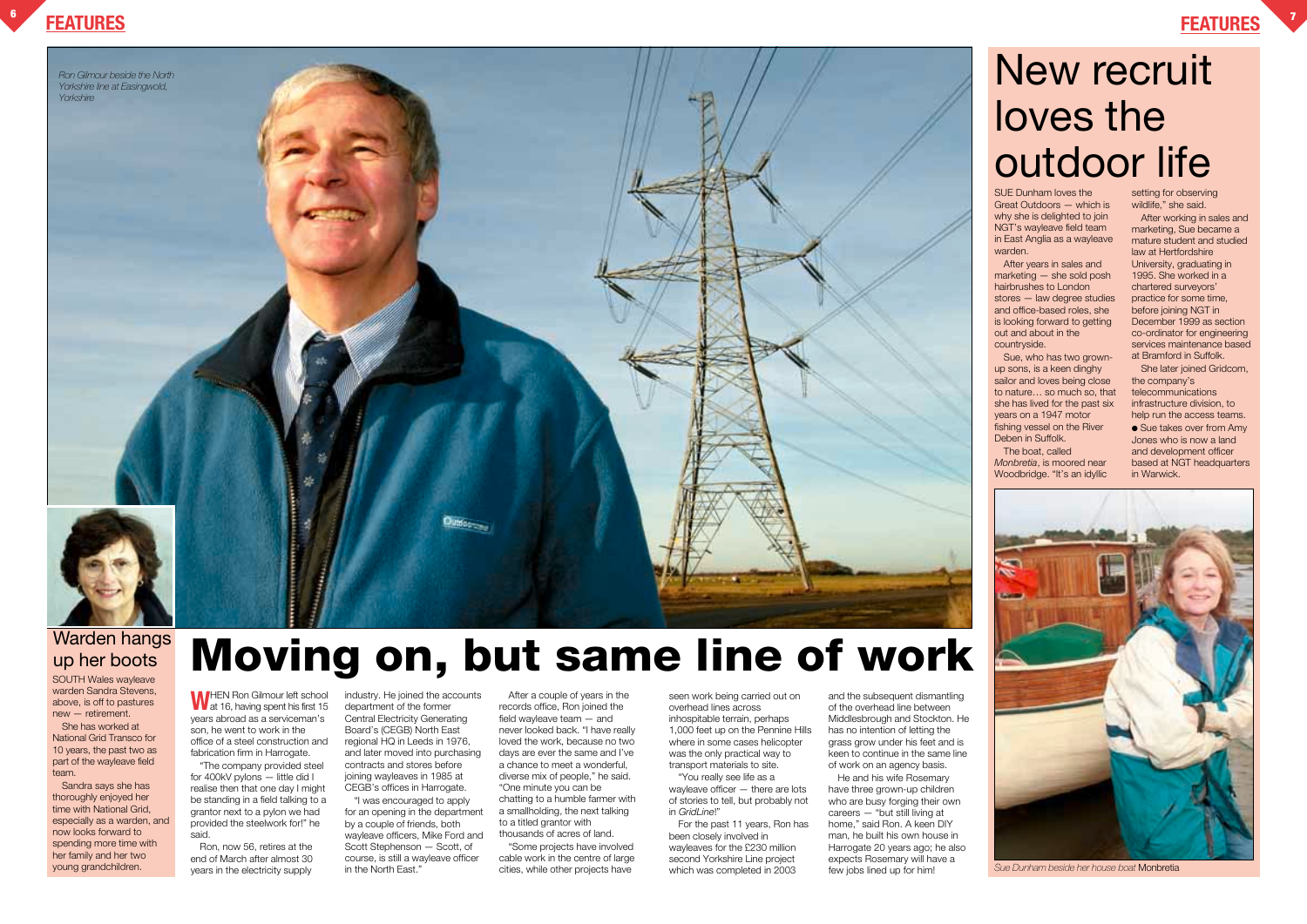*Ron Gilmour beside the North Yorkshire line at Easingwold, Yorkshire*

## Warden hangs up her boots

SOUTH Wales wayleave warden Sandra Stevens, above, is off to pastures new — retirement.

She has worked at National Grid Transco for 10 years, the past two as part of the wayleave field team.

Sandra says she has thoroughly enjoyed her time with National Grid, especially as a warden, and now looks forward to spending more time with her family and her two young grandchildren.

# Moving on, but same line of work

WHEN Ron Gilmour left school at 16, having spent his first 15 years abroad as a serviceman's son, he went to work in the office of a steel construction and fabrication firm in Harrogate.

"The company provided steel for 400kV pylons — little did I realise then that one day I might be standing in a field talking to a grantor next to a pylon we had provided the steelwork for!" he said.

Ron, now 56, retires at the end of March after almost 30 years in the electricity supply industry. He joined the accounts department of the former Central Electricity Generating Board's (CEGB) North East regional HQ in Leeds in 1976, and later moved into purchasing contracts and stores before joining wayleaves in 1985 at CEGB's offices in Harrogate.

"I was encouraged to apply for an opening in the department by a couple of friends, both wayleave officers, Mike Ford and Scott Stephenson — Scott, of course, is still a wayleave officer in the North East."

After a couple of years in the records office, Ron joined the field wayleave team — and never looked back. "I have really loved the work, because no two days are ever the same and I've a chance to meet a wonderful, diverse mix of people," he said. "One minute you can be chatting to a humble farmer with a smallholding, the next talking to a titled grantor with thousands of acres of land.

"Some projects have involved cable work in the centre of large cities, while other projects have seen work being carried out on overhead lines across inhospitable terrain, perhaps 1,000 feet up on the Pennine Hills where in some cases helicopter was the only practical way to transport materials to site.

"You really see life as a wayleave officer — there are lots of stories to tell, but probably not in *GridLine*!"

For the past 11 years, Ron has been closely involved in wayleaves for the £230 million second Yorkshire Line project which was completed in 2003 and the subsequent dismantling of the overhead line between Middlesbrough and Stockton. He has no intention of letting the grass grow under his feet and is keen to continue in the same line of work on an agency basis.

He and his wife Rosemary have three grown-up children who are busy forging their own careers — "but still living at home," said Ron. A keen DIY man, he built his own house in Harrogate 20 years ago; he also expects Rosemary will have a few jobs lined up for him!

# New recruit loves the outdoor life

SUE Dunham loves the Great Outdoors — which is why she is delighted to join NGT's wayleave field team in East Anglia as a wayleave warden.

After years in sales and marketing — she sold posh hairbrushes to London stores — law degree studies and office-based roles, she is looking forward to getting out and about in the countryside.

Sue, who has two grown-up sons, is a keen dinghy sailor and loves being close to nature… so much so, that she has lived for the past six years on a 1947 motor fishing vessel on the River Deben in Suffolk.

The boat, called *Monbretia*, is moored near Woodbridge. "It's an idyllic setting for observing wildlife," she said.

After working in sales and marketing, Sue became a mature student and studied law at Hertfordshire University, graduating in 1995. She worked in a chartered surveyors' practice for some time, before joining NGT in December 1999 as section co-ordinator for engineering services maintenance based at Bramford in Suffolk.

She later joined Gridcom, the company's telecommunications infrastructure division, to help run the access teams.

- Sue takes over from Amy Jones who is now a land and development officer based at NGT headquarters in Warwick.

*Sue Dunham beside her house boat* Monbretia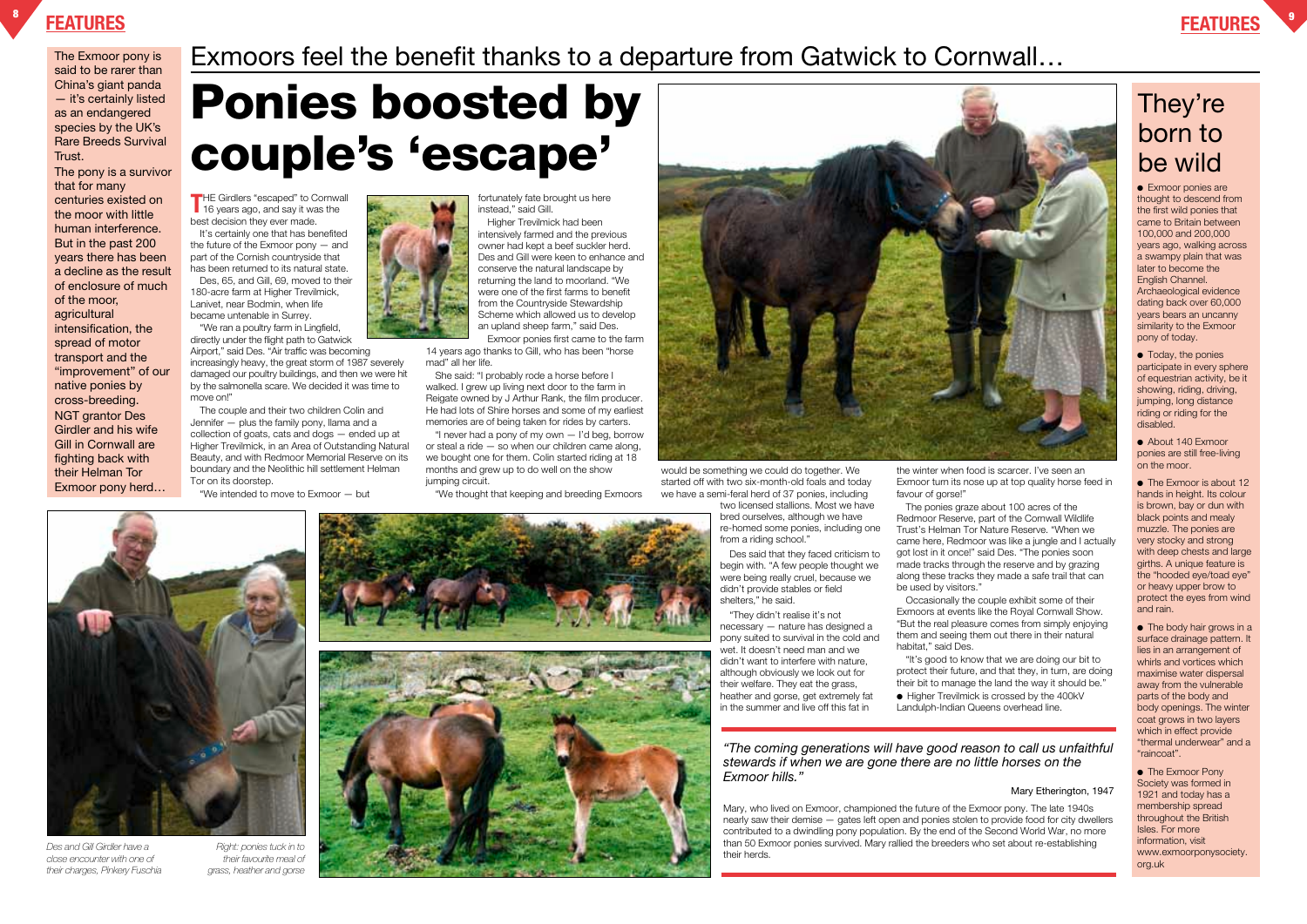The Exmoor pony is said to be rarer than China's giant panda — it's certainly listed as an endangered species by the UK's Rare Breeds Survival Trust.

The pony is a survivor that for many centuries existed on the moor with little human interference. But in the past 200 years there has been a decline as the result of enclosure of much of the moor, agricultural intensification, the spread of motor transport and the "improvement" of our native ponies by cross-breeding. NGT grantor Des Girdler and his wife Gill in Cornwall are fighting back with their Helman Tor Exmoor pony herd…

## Exmoors feel the benefit thanks to a departure from Gatwick to Cornwall…

# Ponies boosted by couple's 'escape'

THE Girdlers "escaped" to Cornwall 16 years ago, and say it was the best decision they ever made.

It's certainly one that has benefited the future of the Exmoor pony — and part of the Cornish countryside that has been returned to its natural state.

Des, 65, and Gill, 69, moved to their 180-acre farm at Higher Trevilmick, Lanivet, near Bodmin, when life became untenable in Surrey.

"We ran a poultry farm in Lingfield, directly under the flight path to Gatwick Airport," said Des. "Air traffic was becoming increasingly heavy, the great storm of 1987 severely damaged our poultry buildings, and then we were hit by the salmonella scare. We decided it was time to move on!"

The couple and their two children Colin and Jennifer — plus the family pony, llama and a collection of goats, cats and dogs — ended up at Higher Trevilmick, in an Area of Outstanding Natural Beauty, and with Redmoor Memorial Reserve on its boundary and the Neolithic hill settlement Helman Tor on its doorstep.

"We intended to move to Exmoor — but fortunately fate brought us here instead," said Gill.

Higher Trevilmick had been intensively farmed and the previous owner had kept a beef suckler herd. Des and Gill were keen to enhance and conserve the natural landscape by returning the land to moorland. "We were one of the first farms to benefit from the Countryside Stewardship Scheme which allowed us to develop an upland sheep farm," said Des.

Exmoor ponies first came to the farm 14 years ago thanks to Gill, who has been "horse mad" all her life.

She said: "I probably rode a horse before I walked. I grew up living next door to the farm in Reigate owned by J Arthur Rank, the film producer. He had lots of Shire horses and some of my earliest memories are of being taken for rides by carters.

"I never had a pony of my own — I'd beg, borrow or steal a ride — so when our children came along, we bought one for them. Colin started riding at 18 months and grew up to do well on the show jumping circuit.

"We thought that keeping and breeding Exmoors would be something we could do together. We started off with two six-month-old foals and today we have a semi-feral herd of 37 ponies, including two licensed stallions. Most we have bred ourselves, although we have re-homed some ponies, including one from a riding school."

Des said that they faced criticism to begin with. "A few people thought we were being really cruel, because we didn't provide stables or field shelters," he said.

"They didn't realise it's not necessary — nature has designed a pony suited to survival in the cold and wet. It doesn't need man and we didn't want to interfere with nature, although obviously we look out for their welfare. They eat the grass, heather and gorse, get extremely fat in the summer and live off this fat in the winter when food is scarcer. I've seen an Exmoor turn its nose up at top quality horse feed in favour of gorse!"

The ponies graze about 100 acres of the Redmoor Reserve, part of the Cornwall Wildlife Trust's Helman Tor Nature Reserve. "When we came here, Redmoor was like a jungle and I actually got lost in it once!" said Des. "The ponies soon made tracks through the reserve and by grazing along these tracks they made a safe trail that can be used by visitors."

Occasionally the couple exhibit some of their Exmoors at events like the Royal Cornwall Show. "But the real pleasure comes from simply enjoying them and seeing them out there in their natural habitat," said Des.

"It's good to know that we are doing our bit to protect their future, and that they, in turn, are doing their bit to manage the land the way it should be."

- Higher Trevilmick is crossed by the 400kV Landulph-Indian Queens overhead line.

*Des and Gill Girdler have a close encounter with one of their charges, Pinkery Fuschia*

*Right: ponies tuck in to their favourite meal of grass, heather and gorse*

> *"The coming generations will have good reason to call us unfaithful stewards if when we are gone there are no little horses on the Exmoor hills."*
>
> Mary Etherington, 1947

Mary, who lived on Exmoor, championed the future of the Exmoor pony. The late 1940s nearly saw their demise — gates left open and ponies stolen to provide food for city dwellers contributed to a dwindling pony population. By the end of the Second World War, no more than 50 Exmoor ponies survived. Mary rallied the breeders who set about re-establishing their herds.

## They're born to be wild

- Exmoor ponies are thought to descend from the first wild ponies that came to Britain between 100,000 and 200,000 years ago, walking across a swampy plain that was later to become the English Channel. Archaeological evidence dating back over 60,000 years bears an uncanny similarity to the Exmoor pony of today.
- Today, the ponies participate in every sphere of equestrian activity, be it showing, riding, driving, jumping, long distance riding or riding for the disabled.
- About 140 Exmoor ponies are still free-living on the moor.
- The Exmoor is about 12 hands in height. Its colour is brown, bay or dun with black points and mealy muzzle. The ponies are very stocky and strong with deep chests and large girths. A unique feature is the "hooded eye/toad eye" or heavy upper brow to protect the eyes from wind and rain.
- The body hair grows in a surface drainage pattern. It lies in an arrangement of whirls and vortices which maximise water dispersal away from the vulnerable parts of the body and body openings. The winter coat grows in two layers which in effect provide "thermal underwear" and a "raincoat".
- The Exmoor Pony Society was formed in 1921 and today has a membership spread throughout the British Isles. For more information, visit www.exmoorponysociety.org.uk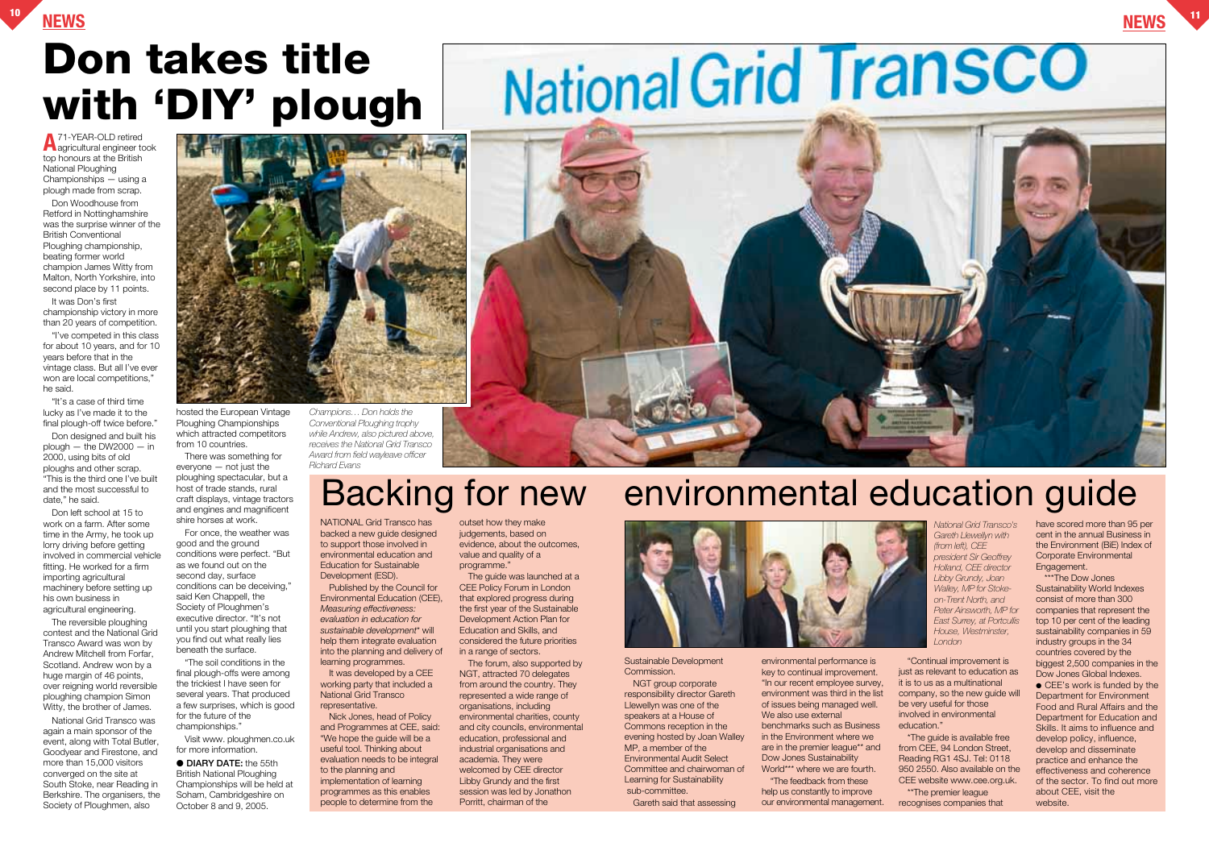# Don takes title with 'DIY' plough

A 71-YEAR-OLD retired agricultural engineer took top honours at the British National Ploughing Championships – using a plough made from scrap.

Don Woodhouse from Retford in Nottinghamshire was the surprise winner of the British Conventional Ploughing championship, beating former world champion James Witty from Malton, North Yorkshire, into second place by 11 points.

It was Don's first championship victory in more than 20 years of competition.

"I've competed in this class for about 10 years, and for 10 years before that in the vintage class. But all I've ever won are local competitions," he said.

"It's a case of third time lucky as I've made it to the final plough-off twice before."

Don designed and built his plough – the DW2000 – in 2000, using bits of old ploughs and other scrap. "This is the third one I've built and the most successful to date," he said.

Don left school at 15 to work on a farm. After some time in the Army, he took up lorry driving before getting involved in commercial vehicle fitting. He worked for a firm importing agricultural machinery before setting up his own business in agricultural engineering.

The reversible ploughing contest and the National Grid Transco Award was won by Andrew Mitchell from Forfar, Scotland. Andrew won by a huge margin of 46 points, over reigning world reversible ploughing champion Simon Witty, the brother of James.

National Grid Transco was again a main sponsor of the event, along with Total Butler, Goodyear and Firestone, and more than 15,000 visitors converged on the site at South Stoke, near Reading in Berkshire. The organisers, the Society of Ploughmen, also hosted the European Vintage Ploughing Championships which attracted competitors from 10 countries.

There was something for everyone – not just the ploughing spectacular, but a host of trade stands, rural craft displays, vintage tractors and engines and magnificent shire horses at work.

For once, the weather was good and the ground conditions were perfect. "But as we found out on the second day, surface conditions can be deceiving," said Ken Chappell, the Society of Ploughmen's executive director. "It's not until you start ploughing that you find out what really lies beneath the surface.

"The soil conditions in the final plough-offs were among the trickiest I have seen for several years. That produced a few surprises, which is good for the future of the championships."

Visit www. ploughmen.co.uk for more information.

● **DIARY DATE:** the 55th British National Ploughing Championships will be held at Soham, Cambridgeshire on October 8 and 9, 2005.

*Champions… Don holds the Conventional Ploughing trophy while Andrew, also pictured above, receives the National Grid Transco Award from field wayleave officer Richard Evans*

# Backing for new environmental education guide

NATIONAL Grid Transco has backed a new guide designed to support those involved in environmental education and Education for Sustainable Development (ESD).

Published by the Council for Environmental Education (CEE), *Measuring effectiveness: evaluation in education for sustainable development*\* will help them integrate evaluation into the planning and delivery of learning programmes.

It was developed by a CEE working party that included a National Grid Transco representative.

Nick Jones, head of Policy and Programmes at CEE, said: "We hope the guide will be a useful tool. Thinking about evaluation needs to be integral to the planning and implementation of learning programmes as this enables people to determine from the outset how they make judgements, based on evidence, about the outcomes, value and quality of a programme."

The guide was launched at a CEE Policy Forum in London that explored progress during the first year of the Sustainable Development Action Plan for Education and Skills, and considered the future priorities in a range of sectors.

The forum, also supported by NGT, attracted 70 delegates from around the country. They represented a wide range of organisations, including environmental charities, county and city councils, environmental education, professional and industrial organisations and academia. They were welcomed by CEE director Libby Grundy and the first session was led by Jonathon Porritt, chairman of the Sustainable Development Commission.

NGT group corporate responsibility director Gareth Llewellyn was one of the speakers at a House of Commons reception in the evening hosted by Joan Walley MP, a member of the Environmental Audit Select Committee and chairwoman of Learning for Sustainability sub-committee.

Gareth said that assessing environmental performance is key to continual improvement. "In our recent employee survey, environment was third in the list of issues being managed well. We also use external benchmarks such as Business in the Environment where we are in the premier league\*\* and Dow Jones Sustainability World\*\*\* where we are fourth.

"The feedback from these help us constantly to improve our environmental management.

"Continual improvement is just as relevant to education as it is to us as a multinational company, so the new guide will be very useful for those involved in environmental education."

\*The guide is available free from CEE, 94 London Street, Reading RG1 4SJ. Tel: 0118 950 2550. Also available on the CEE website www.cee.org.uk.

\*\*The premier league recognises companies that have scored more than 95 per cent in the annual Business in the Environment (BiE) Index of Corporate Environmental Engagement.

\*\*\*The Dow Jones Sustainability World Indexes consist of more than 300 companies that represent the top 10 per cent of the leading sustainability companies in 59 industry groups in the 34 countries covered by the biggest 2,500 companies in the Dow Jones Global Indexes.

● CEE's work is funded by the Department for Environment Food and Rural Affairs and the Department for Education and Skills. It aims to influence and develop policy, influence, develop and disseminate practice and enhance the effectiveness and coherence of the sector. To find out more about CEE, visit the website.

*National Grid Transco's Gareth Llewellyn with (from left), CEE president Sir Geoffrey Holland, CEE director Libby Grundy, Joan Walley, MP for Stoke-on-Trent North, and Peter Ainsworth, MP for East Surrey, at Portcullis House, Westminster, London*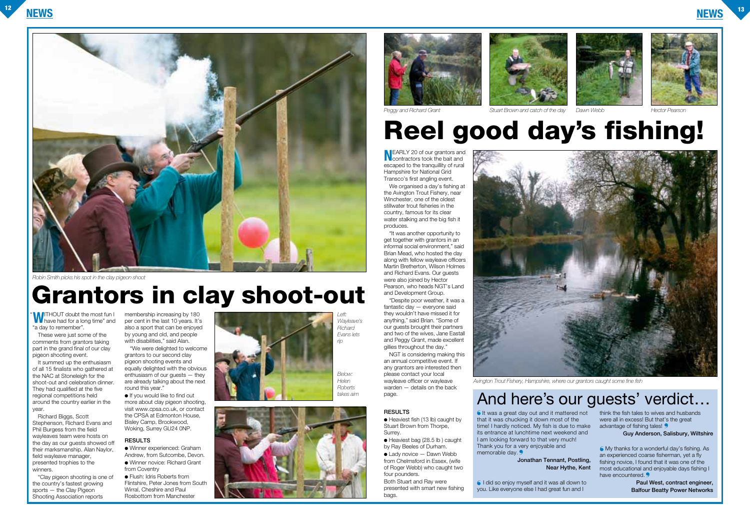Robin Smith picks his spot in the clay pigeon shoot

# Grantors in clay shoot-out

"WITHOUT doubt the most fun I have had for a long time" and "a day to remember".

These were just some of the comments from grantors taking part in the grand final of our clay pigeon shooting event.

It summed up the enthusiasm of all 15 finalists who gathered at the NAC at Stoneleigh for the shoot-out and celebration dinner. They had qualified at the five regional competitions held around the country earlier in the year.

Richard Biggs, Scott Stephenson, Richard Evans and Phil Burgess from the field wayleaves team were hosts on the day as our guests showed off their marksmanship. Alan Naylor, field wayleave manager, presented trophies to the winners.

"Clay pigeon shooting is one of the country's fastest growing sports — the Clay Pigeon Shooting Association reports membership increasing by 180 per cent in the last 10 years. It's also a sport that can be enjoyed by young and old, and people with disabilities," said Alan.

"We were delighted to welcome grantors to our second clay pigeon shooting events and equally delighted with the obvious enthusiasm of our guests — they are already talking about the next round this year."

- If you would like to find out more about clay pigeon shooting, visit www.cpsa.co.uk, or contact the CPSA at Edmonton House, Bisley Camp, Brookwood, Woking, Surrey GU24 0NP.

### RESULTS

- Winner experienced: Graham Andrew, from Sutcombe, Devon.
- Winner novice: Richard Grant from Coventry
- Flush: Idris Roberts from Flintshire, Peter Jones from South Wirral, Cheshire and Paul Rosbottom from Manchester

Left: Wayleave's Richard Evans lets rip

Below: Helen Roberts takes aim

Peggy and Richard Grant

Stuart Brown and catch of the day

Dawn Webb

Hector Pearson

# Reel good day's fishing!

NEARLY 20 of our grantors and contractors took the bait and escaped to the tranquillity of rural Hampshire for National Grid Transco's first angling event.

We organised a day's fishing at the Avington Trout Fishery, near Winchester, one of the oldest stillwater trout fisheries in the country, famous for its clear water stalking and the big fish it produces.

"It was another opportunity to get together with grantors in an informal social environment," said Brian Mead, who hosted the day along with fellow wayleave officers Martin Bretherton, Wilson Holmes and Richard Evans. Our guests were also joined by Hector Pearson, who heads NGT's Land and Development Group.

"Despite poor weather, it was a fantastic day — everyone said they wouldn't have missed it for anything," said Brian. "Some of our guests brought their partners and two of the wives, Jane Eastall and Peggy Grant, made excellent gillies throughout the day."

NGT is considering making this an annual competitive event. If any grantors are interested then please contact your local wayleave officer or wayleave warden — details on the back page.

### RESULTS

- Heaviest fish (13 lb) caught by Stuart Brown from Thorpe, Surrey.
- Heaviest bag (28.5 lb ) caught by Ray Beeles of Durham.
- Lady novice — Dawn Webb from Chelmsford in Essex, (wife of Roger Webb) who caught two four pounders.

Both Stuart and Ray were presented with smart new fishing bags.

Avington Trout Fishery, Hampshire, where our grantors caught some fine fish

## And here's our guests' verdict…

"It was a great day out and it mattered not that it was chucking it down most of the time! I hardly noticed. My fish is due to make its entrance at lunchtime next weekend and I am looking forward to that very much! Thank you for a very enjoyable and memorable day."

**Jonathan Tennant, Postling, Near Hythe, Kent**

"I did so enjoy myself and it was all down to you. Like everyone else I had great fun and I think the fish tales to wives and husbands were all in excess! But that's the great advantage of fishing tales!"

**Guy Anderson, Salisbury, Wiltshire**

"My thanks for a wonderful day's fishing. As an experienced coarse fisherman, yet a fly fishing novice, I found that it was one of the most educational and enjoyable days fishing I have encountered."

**Paul West, contract engineer, Balfour Beatty Power Networks**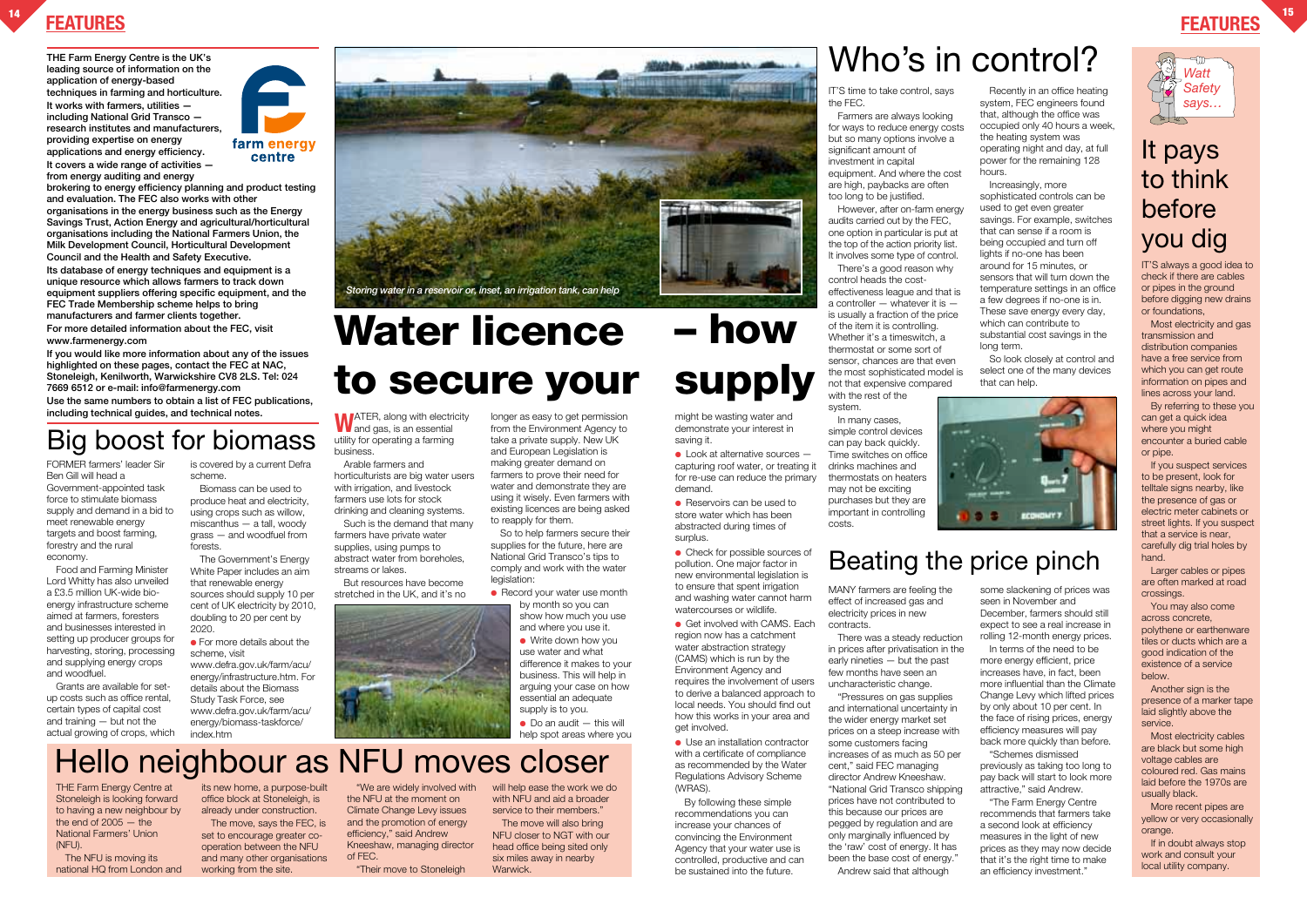THE Farm Energy Centre is the UK's leading source of information on the application of energy-based techniques in farming and horticulture.

It works with farmers, utilities — including National Grid Transco — research institutes and manufacturers, providing expertise on energy applications and energy efficiency.

It covers a wide range of activities — from energy auditing and energy brokering to energy efficiency planning and product testing and evaluation. The FEC also works with other organisations in the energy business such as the Energy Savings Trust, Action Energy and agricultural/horticultural organisations including the National Farmers Union, the Milk Development Council, Horticultural Development Council and the Health and Safety Executive.

Its database of energy techniques and equipment is a unique resource which allows farmers to track down equipment suppliers offering specific equipment, and the FEC Trade Membership scheme helps to bring manufacturers and farmer clients together.

For more detailed information about the FEC, visit www.farmenergy.com

If you would like more information about any of the issues highlighted on these pages, contact the FEC at NAC, Stoneleigh, Kenilworth, Warwickshire CV8 2LS. Tel: 024 7669 6512 or e-mail: info@farmenergy.com

Use the same numbers to obtain a list of FEC publications, including technical guides, and technical notes.

# Big boost for biomass

FORMER farmers' leader Sir Ben Gill will head a Government-appointed task force to stimulate biomass supply and demand in a bid to meet renewable energy targets and boost farming, forestry and the rural economy.

Food and Farming Minister Lord Whitty has also unveiled a £3.5 million UK-wide bio-energy infrastructure scheme aimed at farmers, foresters and businesses interested in setting up producer groups for harvesting, storing, processing and supplying energy crops and woodfuel.

Grants are available for set-up costs such as office rental, certain types of capital cost and training — but not the actual growing of crops, which is covered by a current Defra scheme.

Biomass can be used to produce heat and electricity, using crops such as willow, miscanthus — a tall, woody grass — and woodfuel from forests.

The Government's Energy White Paper includes an aim that renewable energy sources should supply 10 per cent of UK electricity by 2010, doubling to 20 per cent by 2020.

- For more details about the scheme, visit www.defra.gov.uk/farm/acu/energy/infrastructure.htm. For details about the Biomass Study Task Force, see www.defra.gov.uk/farm/acu/energy/biomass-taskforce/index.htm

# Water licence – how to secure your supply

*Storing water in a reservoir or, inset, an irrigation tank, can help*

WATER, along with electricity and gas, is an essential utility for operating a farming business.

Arable farmers and horticulturists are big water users with irrigation, and livestock farmers use lots for stock drinking and cleaning systems.

Such is the demand that many farmers have private water supplies, using pumps to abstract water from boreholes, streams or lakes.

But resources have become stretched in the UK, and it's no longer as easy to get permission from the Environment Agency to take a private supply. New UK and European Legislation is making greater demand on farmers to prove their need for water and demonstrate they are using it wisely. Even farmers with existing licences are being asked to reapply for them.

So to help farmers secure their supplies for the future, here are National Grid Transco's tips to comply and work with the water legislation:

- Record your water use month by month so you can show how much you use and where you use it.
- Write down how you use water and what difference it makes to your business. This will help in arguing your case on how essential an adequate supply is to you.
- Do an audit — this will help spot areas where you might be wasting water and demonstrate your interest in saving it.
- Look at alternative sources — capturing roof water, or treating it for re-use can reduce the primary demand.
- Reservoirs can be used to store water which has been abstracted during times of surplus.
- Check for possible sources of pollution. One major factor in new environmental legislation is to ensure that spent irrigation and washing water cannot harm watercourses or wildlife.
- Get involved with CAMS. Each region now has a catchment water abstraction strategy (CAMS) which is run by the Environment Agency and requires the involvement of users to derive a balanced approach to local needs. You should find out how this works in your area and get involved.
- Use an installation contractor with a certificate of compliance as recommended by the Water Regulations Advisory Scheme (WRAS).

By following these simple recommendations you can increase your chances of convincing the Environment Agency that your water use is controlled, productive and can be sustained into the future.

# Hello neighbour as NFU moves closer

THE Farm Energy Centre at Stoneleigh is looking forward to having a new neighbour by the end of 2005 — the National Farmers' Union (NFU).

The NFU is moving its national HQ from London and its new home, a purpose-built office block at Stoneleigh, is already under construction.

The move, says the FEC, is set to encourage greater co-operation between the NFU and many other organisations working from the site.

"We are widely involved with the NFU at the moment on Climate Change Levy issues and the promotion of energy efficiency," said Andrew Kneeshaw, managing director of FEC.

"Their move to Stoneleigh will help ease the work we do with NFU and aid a broader service to their members."

The move will also bring NFU closer to NGT with our head office being sited only six miles away in nearby Warwick.

# Who's in control?

IT'S time to take control, says the FEC.

Farmers are always looking for ways to reduce energy costs but so many options involve a significant amount of investment in capital equipment. And where the cost are high, paybacks are often too long to be justified.

However, after on-farm energy audits carried out by the FEC, one option in particular is put at the top of the action priority list. It involves some type of control.

There's a good reason why control heads the cost-effectiveness league and that is a controller — whatever it is — is usually a fraction of the price of the item it is controlling. Whether it's a timeswitch, a thermostat or some sort of sensor, chances are that even the most sophisticated model is not that expensive compared with the rest of the system.

In many cases, simple control devices can pay back quickly. Time switches on office drinks machines and thermostats on heaters may not be exciting purchases but they are important in controlling costs.

Recently in an office heating system, FEC engineers found that, although the office was occupied only 40 hours a week, the heating system was operating night and day, at full power for the remaining 128 hours.

Increasingly, more sophisticated controls can be used to get even greater savings. For example, switches that can sense if a room is being occupied and turn off lights if no-one has been around for 15 minutes, or sensors that will turn down the temperature settings in an office a few degrees if no-one is in. These save energy every day, which can contribute to substantial cost savings in the long term.

So look closely at control and select one of the many devices that can help.

# Beating the price pinch

MANY farmers are feeling the effect of increased gas and electricity prices in new contracts.

There was a steady reduction in prices after privatisation in the early nineties — but the past few months have seen an uncharacteristic change.

"Pressures on gas supplies and international uncertainty in the wider energy market set prices on a steep increase with some customers facing increases of as much as 50 per cent," said FEC managing director Andrew Kneeshaw. "National Grid Transco shipping prices have not contributed to this because our prices are pegged by regulation and are only marginally influenced by the 'raw' cost of energy. It has been the base cost of energy."

Andrew said that although some slackening of prices was seen in November and December, farmers should still expect to see a real increase in rolling 12-month energy prices.

In terms of the need to be more energy efficient, price increases have, in fact, been more influential than the Climate Change Levy which lifted prices by only about 10 per cent. In the face of rising prices, energy efficiency measures will pay back more quickly than before.

"Schemes dismissed previously as taking too long to pay back will start to look more attractive," said Andrew.

"The Farm Energy Centre recommends that farmers take a second look at efficiency measures in the light of new prices as they may now decide that it's the right time to make an efficiency investment."

*Watt Safety says…*

# It pays to think before you dig

IT'S always a good idea to check if there are cables or pipes in the ground before digging new drains or foundations.

Most electricity and gas transmission and distribution companies have a free service from which you can get route information on pipes and lines across your land.

By referring to these you can get a quick idea where you might encounter a buried cable or pipe.

If you suspect services to be present, look for telltale signs nearby, like the presence of gas or electric meter cabinets or street lights. If you suspect that a service is near, carefully dig trial holes by hand.

Larger cables or pipes are often marked at road crossings.

You may also come across concrete, polythene or earthenware tiles or ducts which are a good indication of the existence of a service below.

Another sign is the presence of a marker tape laid slightly above the service.

Most electricity cables are black but some high voltage cables are coloured red. Gas mains laid before the 1970s are usually black.

More recent pipes are yellow or very occasionally orange.

If in doubt always stop work and consult your local utility company.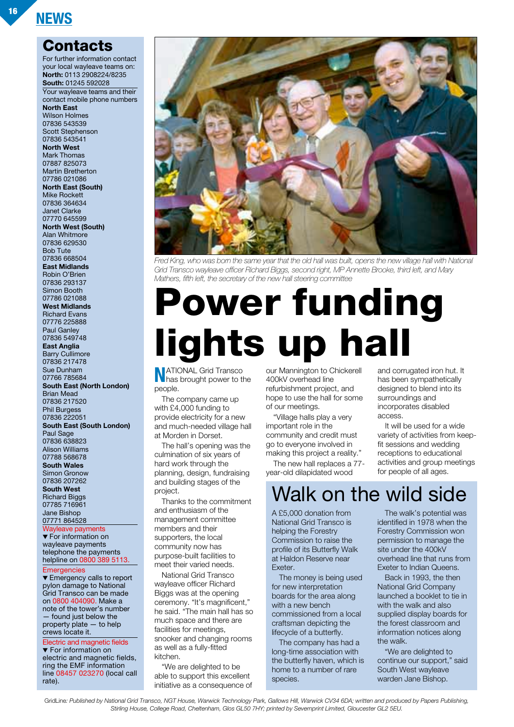# NEWS

## Contacts

For further information contact your local wayleave teams on:
**North:** 0113 2908224/8235
**South:** 01245 592028

Your wayleave teams and their contact mobile phone numbers

**North East**
Wilson Holmes
07836 543539
Scott Stephenson
07836 543541

**North West**
Mark Thomas
07887 825073
Martin Bretherton
07786 021086

**North East (South)**
Mike Rockett
07836 364634
Janet Clarke
07770 645599

**North West (South)**
Alan Whitmore
07836 629530
Bob Tute
07836 668504

**East Midlands**
Robin O'Brien
07836 293137
Simon Booth
07786 021088

**West Midlands**
Richard Evans
07776 225888
Paul Ganley
07836 549748

**East Anglia**
Barry Cullimore
07836 217478
Sue Dunham
07766 785684

**South East (North London)**
Brian Mead
07836 217520
Phil Burgess
07836 222051

**South East (South London)**
Paul Sage
07836 638823
Alison Williams
07788 568678

**South Wales**
Simon Gronow
07836 207262

**South West**
Richard Biggs
07785 716961
Jane Bishop
07771 864528

**Wayleave payments**
▼ For information on wayleave payments telephone the payments helpline on 0800 389 5113.

**Emergencies**
▼ Emergency calls to report pylon damage to National Grid Transco can be made on 0800 404090. Make a note of the tower's number — found just below the property plate — to help crews locate it.

**Electric and magnetic fields**
▼ For information on electric and magnetic fields, ring the EMF information line 08457 023270 (local call rate).

*Fred King, who was born the same year that the old hall was built, opens the new village hall with National Grid Transco wayleave officer Richard Biggs, second right, MP Annette Brooke, third left, and Mary Mathers, fifth left, the secretary of the new hall steering committee*

# Power funding lights up hall

NATIONAL Grid Transco has brought power to the people.

The company came up with £4,000 funding to provide electricity for a new and much-needed village hall at Morden in Dorset.

The hall's opening was the culmination of six years of hard work through the planning, design, fundraising and building stages of the project.

Thanks to the commitment and enthusiasm of the management committee members and their supporters, the local community now has purpose-built facilities to meet their varied needs.

National Grid Transco wayleave officer Richard Biggs was at the opening ceremony. "It's magnificent," he said. "The main hall has so much space and there are facilities for meetings, snooker and changing rooms as well as a fully-fitted kitchen.

"We are delighted to be able to support this excellent initiative as a consequence of our Mannington to Chickerell 400kV overhead line refurbishment project, and hope to use the hall for some of our meetings.

"Village halls play a very important role in the community and credit must go to everyone involved in making this project a reality."

The new hall replaces a 77-year-old dilapidated wood and corrugated iron hut. It has been sympathetically designed to blend into its surroundings and incorporates disabled access.

It will be used for a wide variety of activities from keep-fit sessions and wedding receptions to educational activities and group meetings for people of all ages.

## Walk on the wild side

A £5,000 donation from National Grid Transco is helping the Forestry Commission to raise the profile of its Butterfly Walk at Haldon Reserve near Exeter.

The money is being used for new interpretation boards for the area along with a new bench commissioned from a local craftsman depicting the lifecycle of a butterfly.

The company has had a long-time association with the butterfly haven, which is home to a number of rare species.

The walk's potential was identified in 1978 when the Forestry Commission won permission to manage the site under the 400kV overhead line that runs from Exeter to Indian Queens.

Back in 1993, the then National Grid Company launched a booklet to tie in with the walk and also supplied display boards for the forest classroom and information notices along the walk.

"We are delighted to continue our support," said South West wayleave warden Jane Bishop.

GridLine: *Published by National Grid Transco, NGT House, Warwick Technology Park, Gallows Hill, Warwick CV34 6DA; written and produced by Papers Publishing, Stirling House, College Road, Cheltenham, Glos GL50 7HY; printed by Severnprint Limited, Gloucester GL2 5EU.*